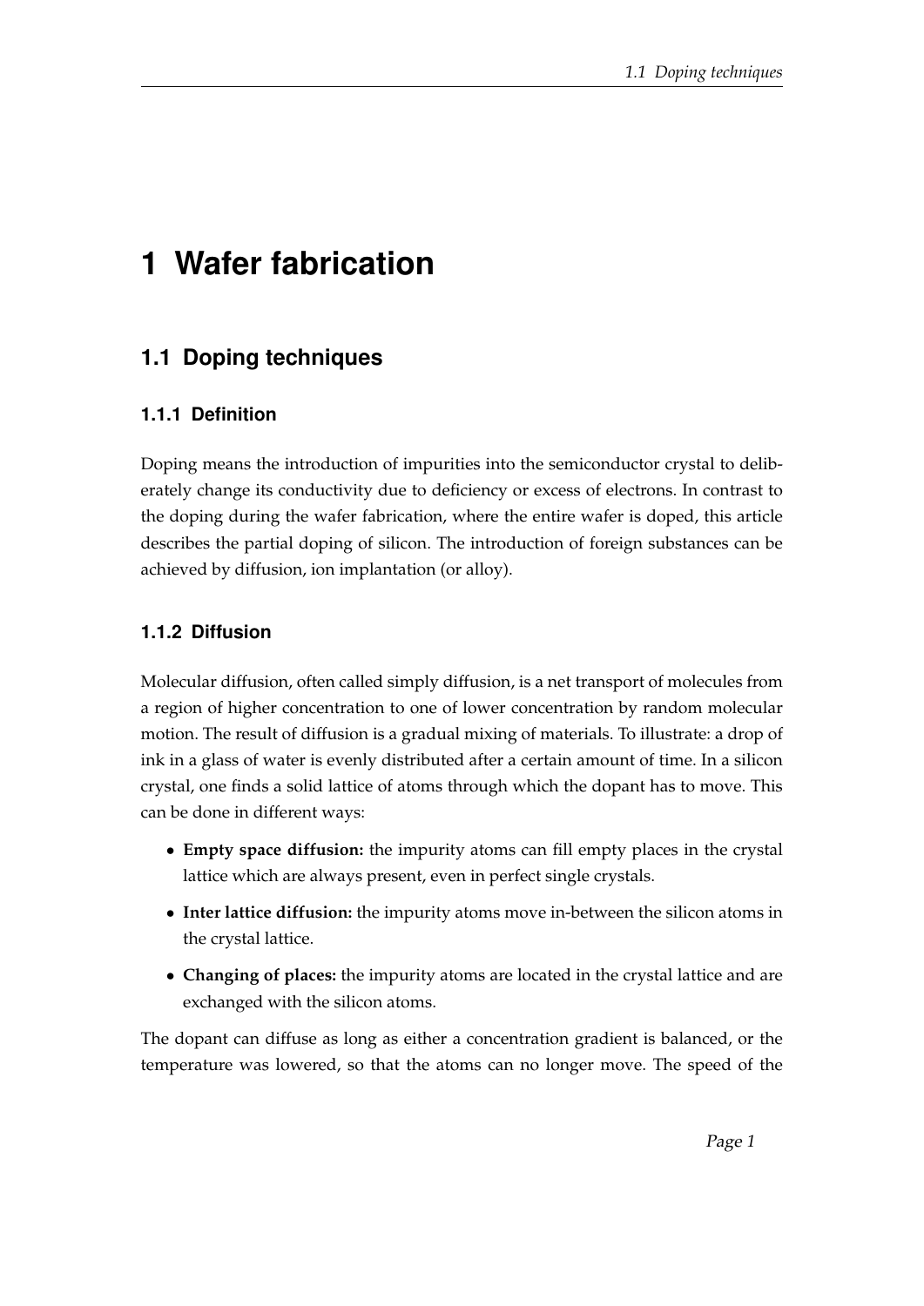# 1 Wafer fabrication

## 1.1 Doping techniques

### 1.1.1 Definition

Doping means the introduction of impurities into the semiconductor crystal to deliberately change its conductivity due to deficiency or excess of electrons. In contrast to the doping during the wafer fabrication, where the entire wafer is doped, this article describes the partial doping of silicon. The introduction of foreign substances can be achieved by diffusion, ion implantation (or alloy).

### 1.1.2 Diffusion

Molecular diffusion, often called simply diffusion, is a net transport of molecules from a region of higher concentration to one of lower concentration by random molecular motion. The result of diffusion is a gradual mixing of materials. To illustrate: a drop of ink in a glass of water is evenly distributed after a certain amount of time. In a silicon crystal, one finds a solid lattice of atoms through which the dopant has to move. This can be done in different ways:

- **Empty space diffusion:** the impurity atoms can fill empty places in the crystal lattice which are always present, even in perfect single crystals.
- **Inter lattice diffusion:** the impurity atoms move in-between the silicon atoms in the crystal lattice.
- **Changing of places:** the impurity atoms are located in the crystal lattice and are exchanged with the silicon atoms.

The dopant can diffuse as long as either a concentration gradient is balanced, or the temperature was lowered, so that the atoms can no longer move. The speed of the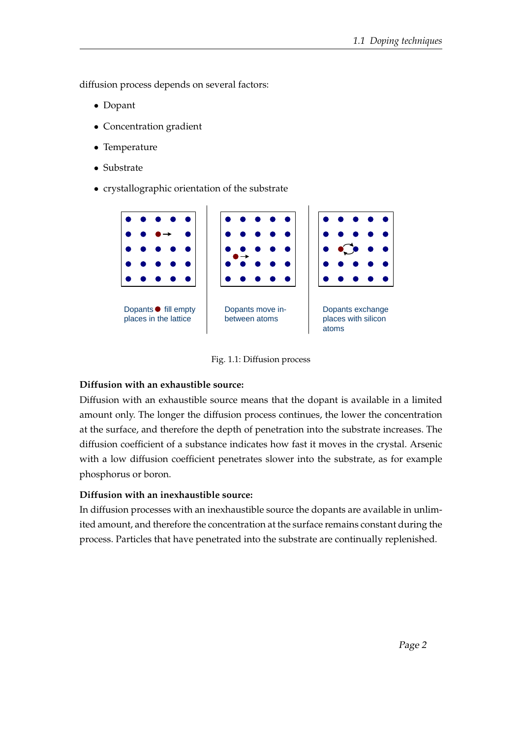diffusion process depends on several factors:

- Dopant
- Concentration gradient
- Temperature
- Substrate
- crystallographic orientation of the substrate

Dopants ● fill empty places in the lattice

Dopants move in-between atoms

Dopants exchange places with silicon atoms

Fig. 1.1: Diffusion process

**Diffusion with an exhaustible source:**
Diffusion with an exhaustible source means that the dopant is available in a limited amount only. The longer the diffusion process continues, the lower the concentration at the surface, and therefore the depth of penetration into the substrate increases. The diffusion coefficient of a substance indicates how fast it moves in the crystal. Arsenic with a low diffusion coefficient penetrates slower into the substrate, as for example phosphorus or boron.

**Diffusion with an inexhaustible source:**
In diffusion processes with an inexhaustible source the dopants are available in unlimited amount, and therefore the concentration at the surface remains constant during the process. Particles that have penetrated into the substrate are continually replenished.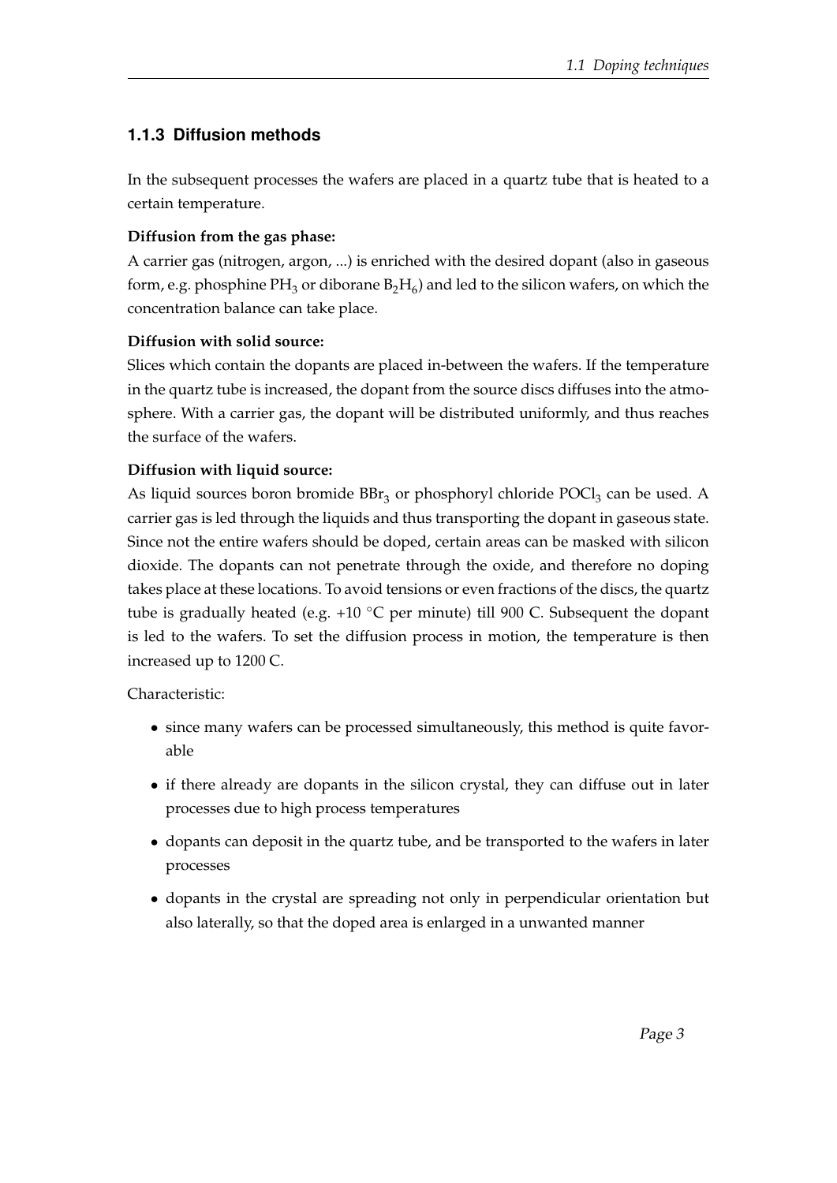### 1.1.3 Diffusion methods

In the subsequent processes the wafers are placed in a quartz tube that is heated to a certain temperature.

**Diffusion from the gas phase:**
A carrier gas (nitrogen, argon, ...) is enriched with the desired dopant (also in gaseous form, e.g. phosphine $PH_3$ or diborane $B_2H_6$) and led to the silicon wafers, on which the concentration balance can take place.

**Diffusion with solid source:**
Slices which contain the dopants are placed in-between the wafers. If the temperature in the quartz tube is increased, the dopant from the source discs diffuses into the atmosphere. With a carrier gas, the dopant will be distributed uniformly, and thus reaches the surface of the wafers.

**Diffusion with liquid source:**
As liquid sources boron bromide $BBr_3$ or phosphoryl chloride $POCl_3$ can be used. A carrier gas is led through the liquids and thus transporting the dopant in gaseous state. Since not the entire wafers should be doped, certain areas can be masked with silicon dioxide. The dopants can not penetrate through the oxide, and therefore no doping takes place at these locations. To avoid tensions or even fractions of the discs, the quartz tube is gradually heated (e.g. +10 °C per minute) till 900 C. Subsequent the dopant is led to the wafers. To set the diffusion process in motion, the temperature is then increased up to 1200 C.

Characteristic:

- since many wafers can be processed simultaneously, this method is quite favorable
- if there already are dopants in the silicon crystal, they can diffuse out in later processes due to high process temperatures
- dopants can deposit in the quartz tube, and be transported to the wafers in later processes
- dopants in the crystal are spreading not only in perpendicular orientation but also laterally, so that the doped area is enlarged in a unwanted manner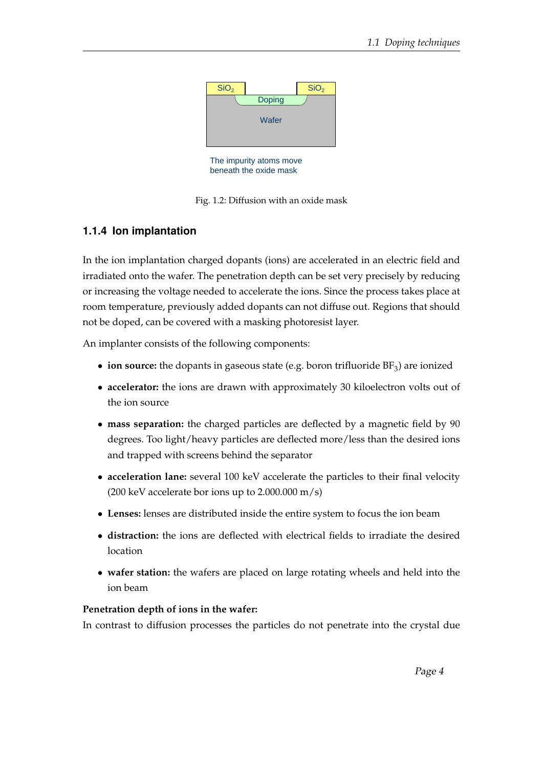SiO$_2$ SiO$_2$ Doping Wafer

The impurity atoms move beneath the oxide mask

Fig. 1.2: Diffusion with an oxide mask

### 1.1.4 Ion implantation

In the ion implantation charged dopants (ions) are accelerated in an electric field and irradiated onto the wafer. The penetration depth can be set very precisely by reducing or increasing the voltage needed to accelerate the ions. Since the process takes place at room temperature, previously added dopants can not diffuse out. Regions that should not be doped, can be covered with a masking photoresist layer.

An implanter consists of the following components:

- **ion source:** the dopants in gaseous state (e.g. boron trifluoride $BF_3$) are ionized
- **accelerator:** the ions are drawn with approximately 30 kiloelectron volts out of the ion source
- **mass separation:** the charged particles are deflected by a magnetic field by 90 degrees. Too light/heavy particles are deflected more/less than the desired ions and trapped with screens behind the separator
- **acceleration lane:** several 100 keV accelerate the particles to their final velocity (200 keV accelerate bor ions up to 2.000.000 m/s)
- **Lenses:** lenses are distributed inside the entire system to focus the ion beam
- **distraction:** the ions are deflected with electrical fields to irradiate the desired location
- **wafer station:** the wafers are placed on large rotating wheels and held into the ion beam

**Penetration depth of ions in the wafer:**

In contrast to diffusion processes the particles do not penetrate into the crystal due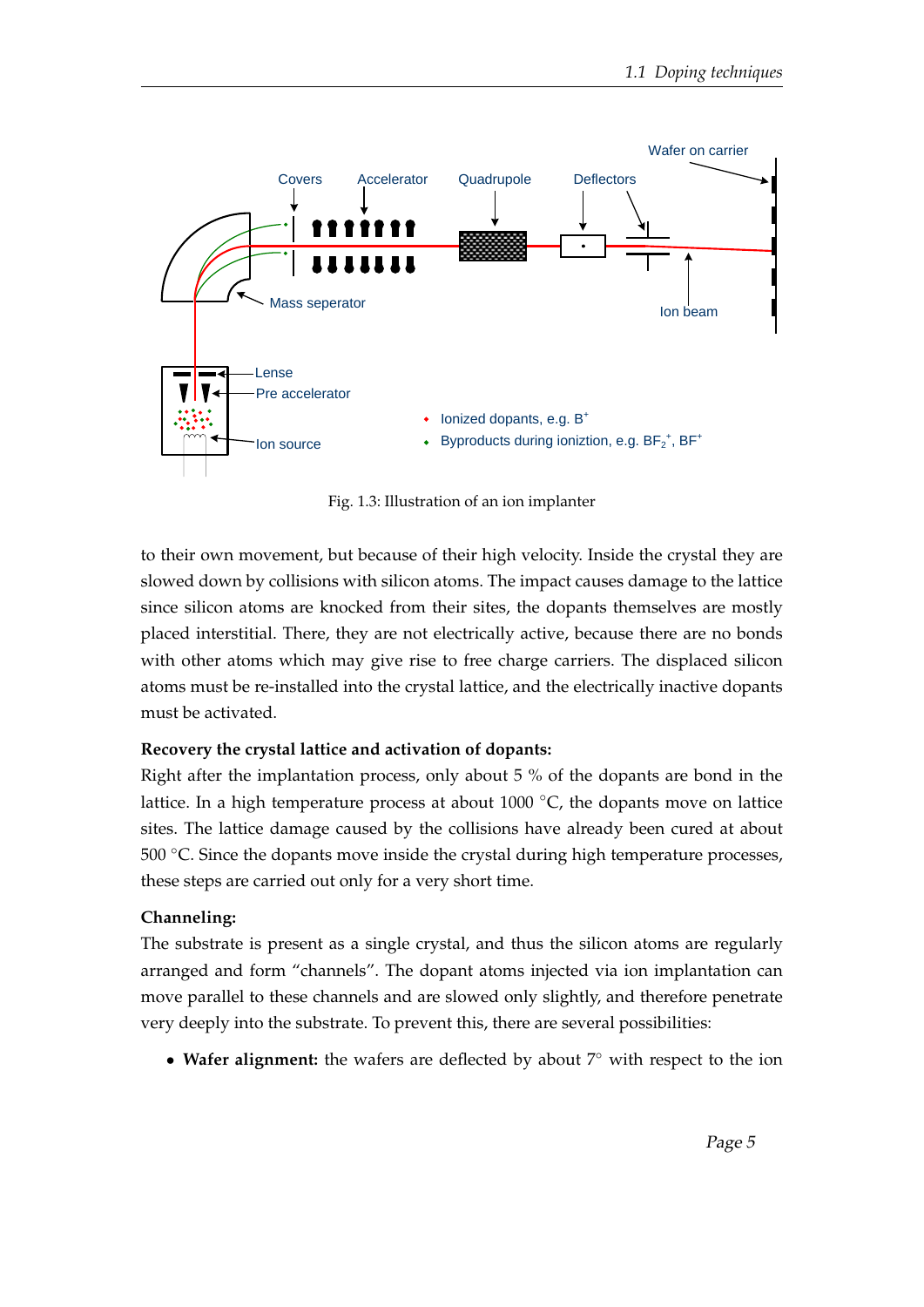Fig. 1.3: Illustration of an ion implanter

to their own movement, but because of their high velocity. Inside the crystal they are slowed down by collisions with silicon atoms. The impact causes damage to the lattice since silicon atoms are knocked from their sites, the dopants themselves are mostly placed interstitial. There, they are not electrically active, because there are no bonds with other atoms which may give rise to free charge carriers. The displaced silicon atoms must be re-installed into the crystal lattice, and the electrically inactive dopants must be activated.

**Recovery the crystal lattice and activation of dopants:**
Right after the implantation process, only about 5 % of the dopants are bond in the lattice. In a high temperature process at about 1000 °C, the dopants move on lattice sites. The lattice damage caused by the collisions have already been cured at about 500 °C. Since the dopants move inside the crystal during high temperature processes, these steps are carried out only for a very short time.

**Channeling:**
The substrate is present as a single crystal, and thus the silicon atoms are regularly arranged and form "channels". The dopant atoms injected via ion implantation can move parallel to these channels and are slowed only slightly, and therefore penetrate very deeply into the substrate. To prevent this, there are several possibilities:

- **Wafer alignment:** the wafers are deflected by about 7° with respect to the ion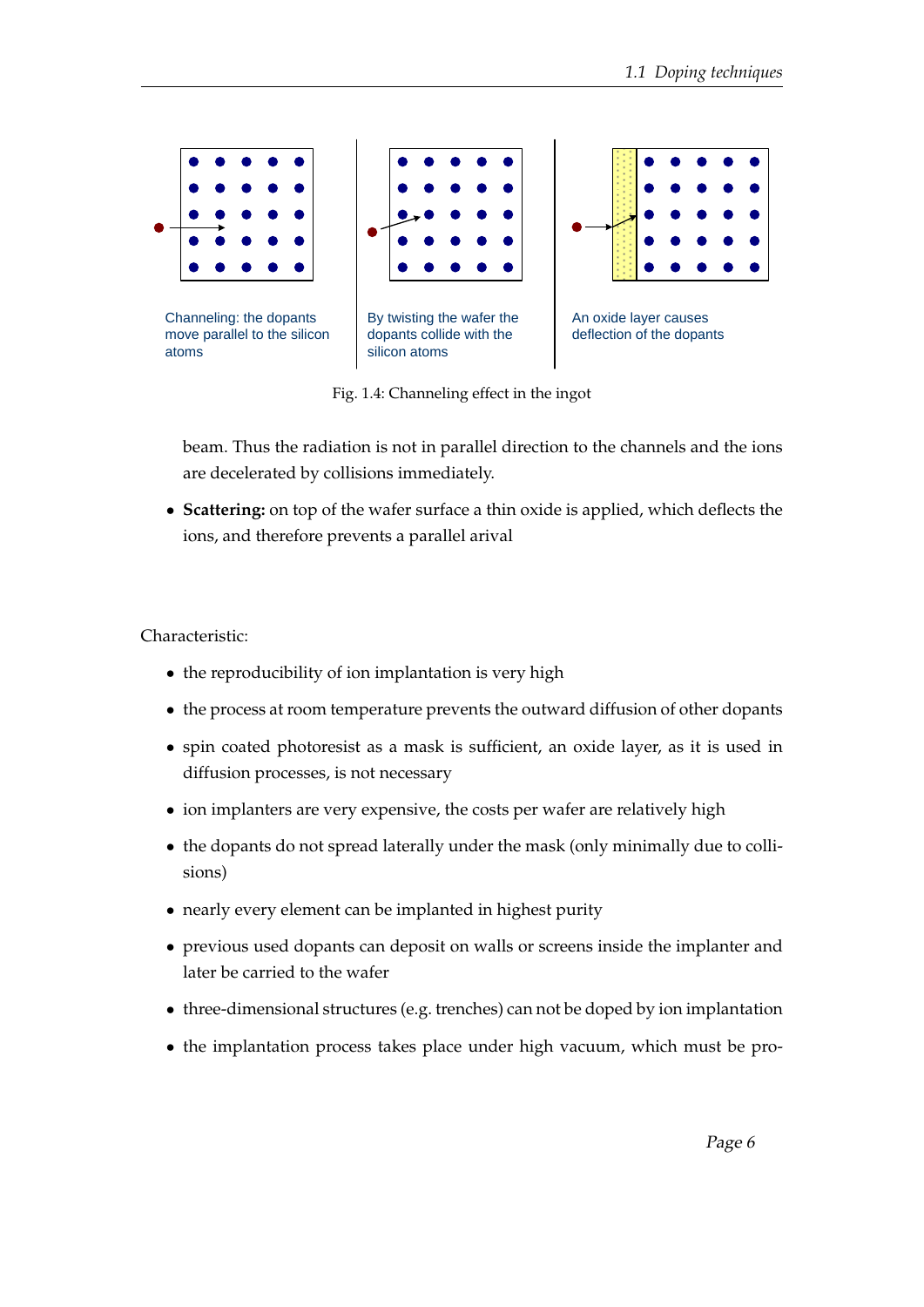Channeling: the dopants move parallel to the silicon atoms

By twisting the wafer the dopants collide with the silicon atoms

An oxide layer causes deflection of the dopants

Fig. 1.4: Channeling effect in the ingot

beam. Thus the radiation is not in parallel direction to the channels and the ions are decelerated by collisions immediately.

- **Scattering:** on top of the wafer surface a thin oxide is applied, which deflects the ions, and therefore prevents a parallel arival

Characteristic:

- the reproducibility of ion implantation is very high
- the process at room temperature prevents the outward diffusion of other dopants
- spin coated photoresist as a mask is sufficient, an oxide layer, as it is used in diffusion processes, is not necessary
- ion implanters are very expensive, the costs per wafer are relatively high
- the dopants do not spread laterally under the mask (only minimally due to collisions)
- nearly every element can be implanted in highest purity
- previous used dopants can deposit on walls or screens inside the implanter and later be carried to the wafer
- three-dimensional structures (e.g. trenches) can not be doped by ion implantation
- the implantation process takes place under high vacuum, which must be pro-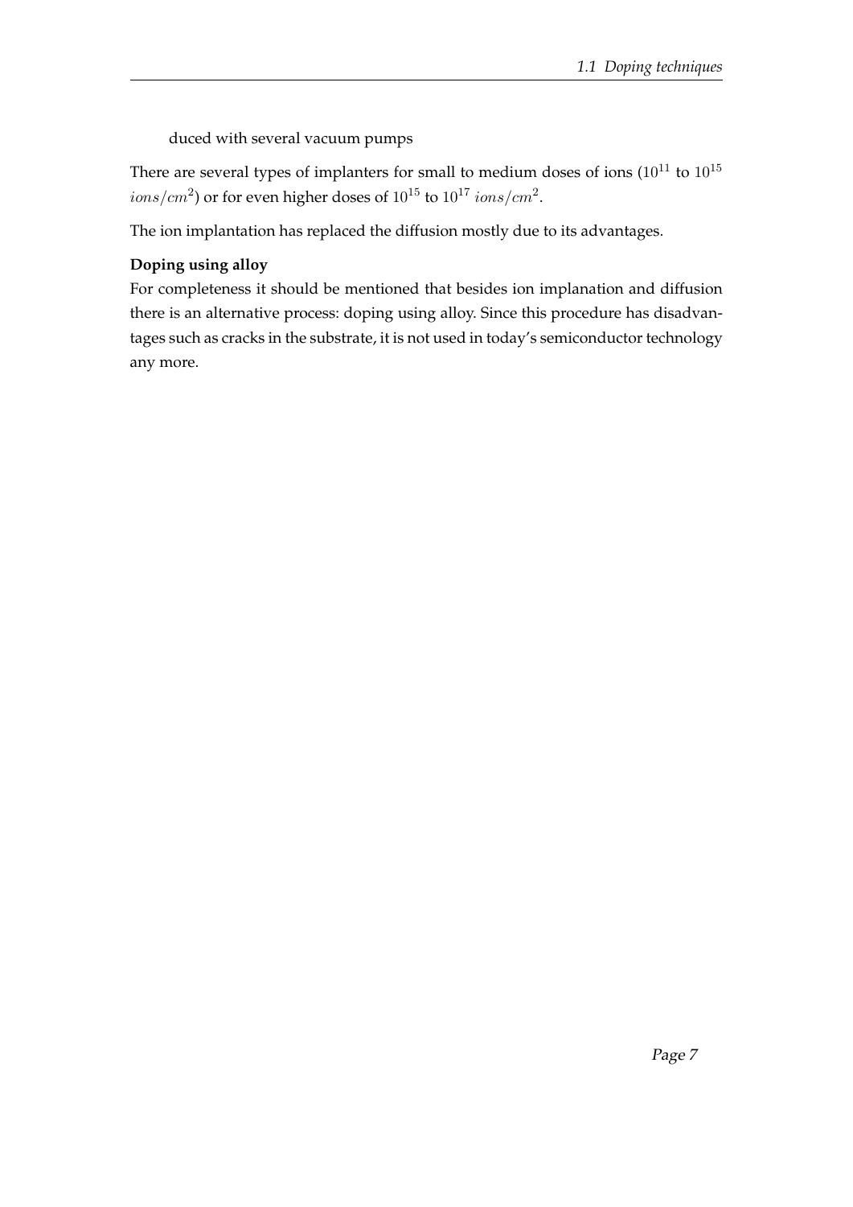duced with several vacuum pumps

There are several types of implanters for small to medium doses of ions ($10^{11}$ to $10^{15}$ $ions/cm^2$) or for even higher doses of $10^{15}$ to $10^{17}$ $ions/cm^2$.

The ion implantation has replaced the diffusion mostly due to its advantages.

**Doping using alloy**

For completeness it should be mentioned that besides ion implanation and diffusion there is an alternative process: doping using alloy. Since this procedure has disadvantages such as cracks in the substrate, it is not used in today's semiconductor technology any more.